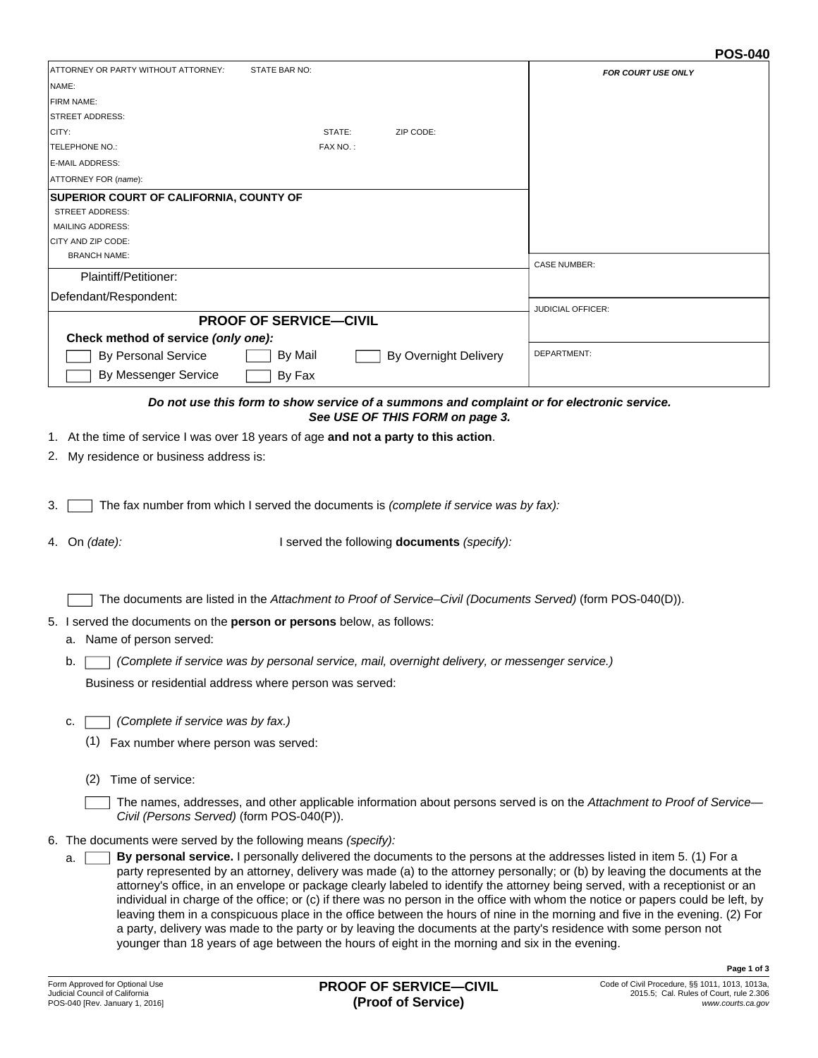**POS-040**

| ATTORNEY OR PARTY WITHOUT ATTORNEY: STATE BAR NO: | *FOR COURT USE ONLY* |
|---|---|
| NAME: | |
| FIRM NAME: | |
| STREET ADDRESS: | |
| CITY: STATE: ZIP CODE: | |
| TELEPHONE NO.: FAX NO. : | |
| E-MAIL ADDRESS: | |
| ATTORNEY FOR (*name*): | |
| **SUPERIOR COURT OF CALIFORNIA, COUNTY OF** | |
| STREET ADDRESS: | |
| MAILING ADDRESS: | |
| CITY AND ZIP CODE: | |
| BRANCH NAME: | CASE NUMBER: |
| Plaintiff/Petitioner: | |
| Defendant/Respondent: | JUDICIAL OFFICER: |
| **PROOF OF SERVICE—CIVIL** | |
| **Check method of service *(only one):*** | DEPARTMENT: |
| ☐ By Personal Service ☐ By Mail ☐ By Overnight Delivery | |
| ☐ By Messenger Service ☐ By Fax | |

***Do not use this form to show service of a summons and complaint or for electronic service. See USE OF THIS FORM on page 3.***

1. At the time of service I was over 18 years of age **and not a party to this action**.

2. My residence or business address is:

3. ☐ The fax number from which I served the documents is *(complete if service was by fax):*

4. On *(date):* I served the following **documents** *(specify):*

   ☐ The documents are listed in the *Attachment to Proof of Service–Civil (Documents Served)* (form POS-040(D)).

5. I served the documents on the **person or persons** below, as follows:

   a. Name of person served:

   b. ☐ *(Complete if service was by personal service, mail, overnight delivery, or messenger service.)*

   Business or residential address where person was served:

   c. ☐ *(Complete if service was by fax.)*

   (1) Fax number where person was served:

   (2) Time of service:

   ☐ The names, addresses, and other applicable information about persons served is on the *Attachment to Proof of Service—Civil (Persons Served)* (form POS-040(P)).

6. The documents were served by the following means *(specify):*

   a. ☐ **By personal service.** I personally delivered the documents to the persons at the addresses listed in item 5. (1) For a party represented by an attorney, delivery was made (a) to the attorney personally; or (b) by leaving the documents at the attorney's office, in an envelope or package clearly labeled to identify the attorney being served, with a receptionist or an individual in charge of the office; or (c) if there was no person in the office with whom the notice or papers could be left, by leaving them in a conspicuous place in the office between the hours of nine in the morning and five in the evening. (2) For a party, delivery was made to the party or by leaving the documents at the party's residence with some person not younger than 18 years of age between the hours of eight in the morning and six in the evening.

Form Approved for Optional Use
Judicial Council of California
POS-040 [Rev. January 1, 2016]

**PROOF OF SERVICE—CIVIL**
**(Proof of Service)**

Code of Civil Procedure, §§ 1011, 1013, 1013a, 2015.5; Cal. Rules of Court, rule 2.306
*www.courts.ca.gov*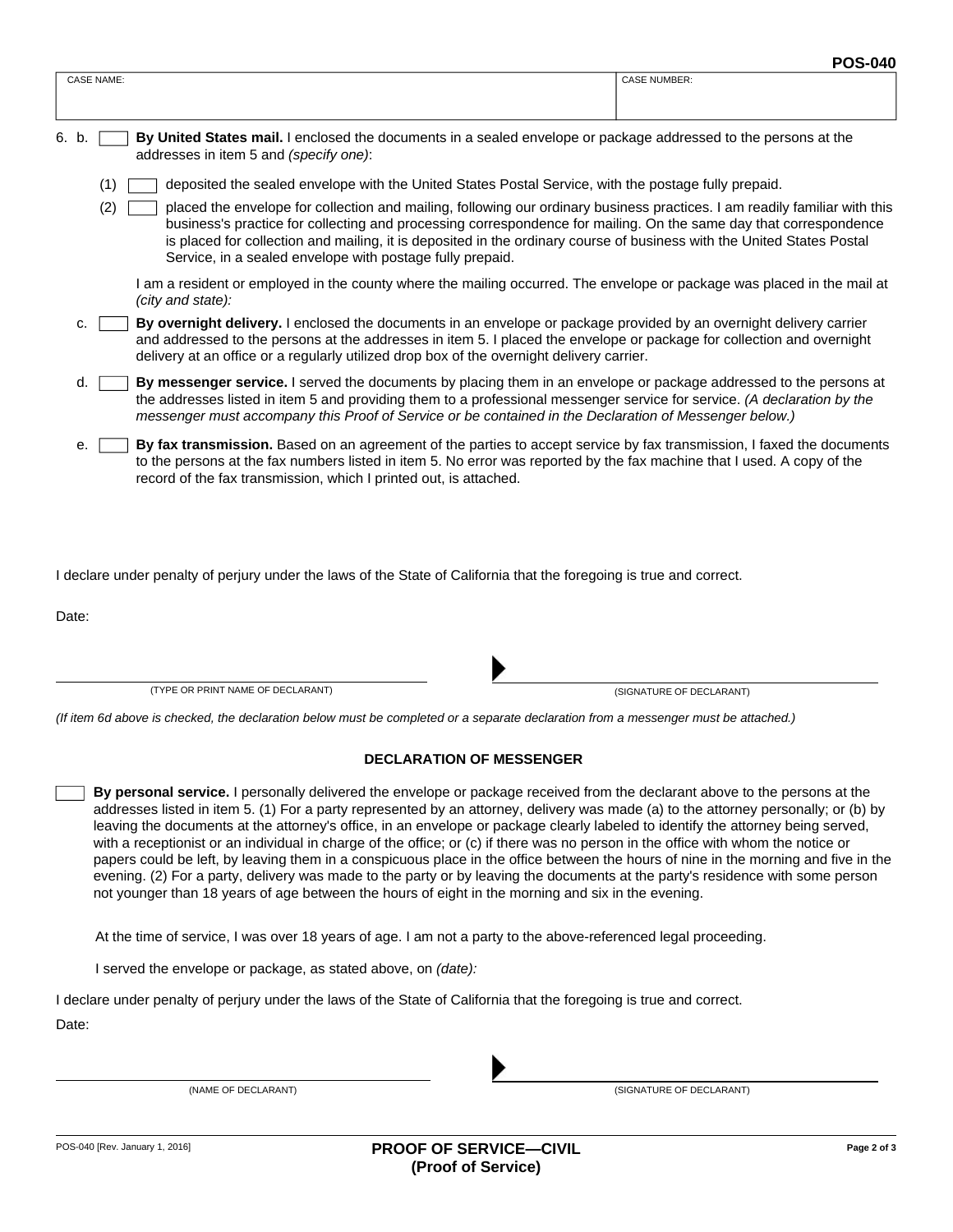| CASE NAME: | CASE NUMBER: |
|---|---|
| | |

6. b. ☐ **By United States mail.** I enclosed the documents in a sealed envelope or package addressed to the persons at the addresses in item 5 and *(specify one)*:

   (1) ☐ deposited the sealed envelope with the United States Postal Service, with the postage fully prepaid.

   (2) ☐ placed the envelope for collection and mailing, following our ordinary business practices. I am readily familiar with this business's practice for collecting and processing correspondence for mailing. On the same day that correspondence is placed for collection and mailing, it is deposited in the ordinary course of business with the United States Postal Service, in a sealed envelope with postage fully prepaid.

   I am a resident or employed in the county where the mailing occurred. The envelope or package was placed in the mail at *(city and state):*

c. ☐ **By overnight delivery.** I enclosed the documents in an envelope or package provided by an overnight delivery carrier and addressed to the persons at the addresses in item 5. I placed the envelope or package for collection and overnight delivery at an office or a regularly utilized drop box of the overnight delivery carrier.

d. ☐ **By messenger service.** I served the documents by placing them in an envelope or package addressed to the persons at the addresses listed in item 5 and providing them to a professional messenger service for service. *(A declaration by the messenger must accompany this Proof of Service or be contained in the Declaration of Messenger below.)*

e. ☐ **By fax transmission.** Based on an agreement of the parties to accept service by fax transmission, I faxed the documents to the persons at the fax numbers listed in item 5. No error was reported by the fax machine that I used. A copy of the record of the fax transmission, which I printed out, is attached.

I declare under penalty of perjury under the laws of the State of California that the foregoing is true and correct.

Date:

_______________________________ ▶ _______________________________

(TYPE OR PRINT NAME OF DECLARANT) (SIGNATURE OF DECLARANT)

*(If item 6d above is checked, the declaration below must be completed or a separate declaration from a messenger must be attached.)*

## DECLARATION OF MESSENGER

☐ **By personal service.** I personally delivered the envelope or package received from the declarant above to the persons at the addresses listed in item 5. (1) For a party represented by an attorney, delivery was made (a) to the attorney personally; or (b) by leaving the documents at the attorney's office, in an envelope or package clearly labeled to identify the attorney being served, with a receptionist or an individual in charge of the office; or (c) if there was no person in the office with whom the notice or papers could be left, by leaving them in a conspicuous place in the office between the hours of nine in the morning and five in the evening. (2) For a party, delivery was made to the party or by leaving the documents at the party's residence with some person not younger than 18 years of age between the hours of eight in the morning and six in the evening.

At the time of service, I was over 18 years of age. I am not a party to the above-referenced legal proceeding.

I served the envelope or package, as stated above, on *(date):*

I declare under penalty of perjury under the laws of the State of California that the foregoing is true and correct.

Date:

_______________________________ ▶ _______________________________

(NAME OF DECLARANT) (SIGNATURE OF DECLARANT)

POS-040 [Rev. January 1, 2016]

**PROOF OF SERVICE—CIVIL**
**(Proof of Service)**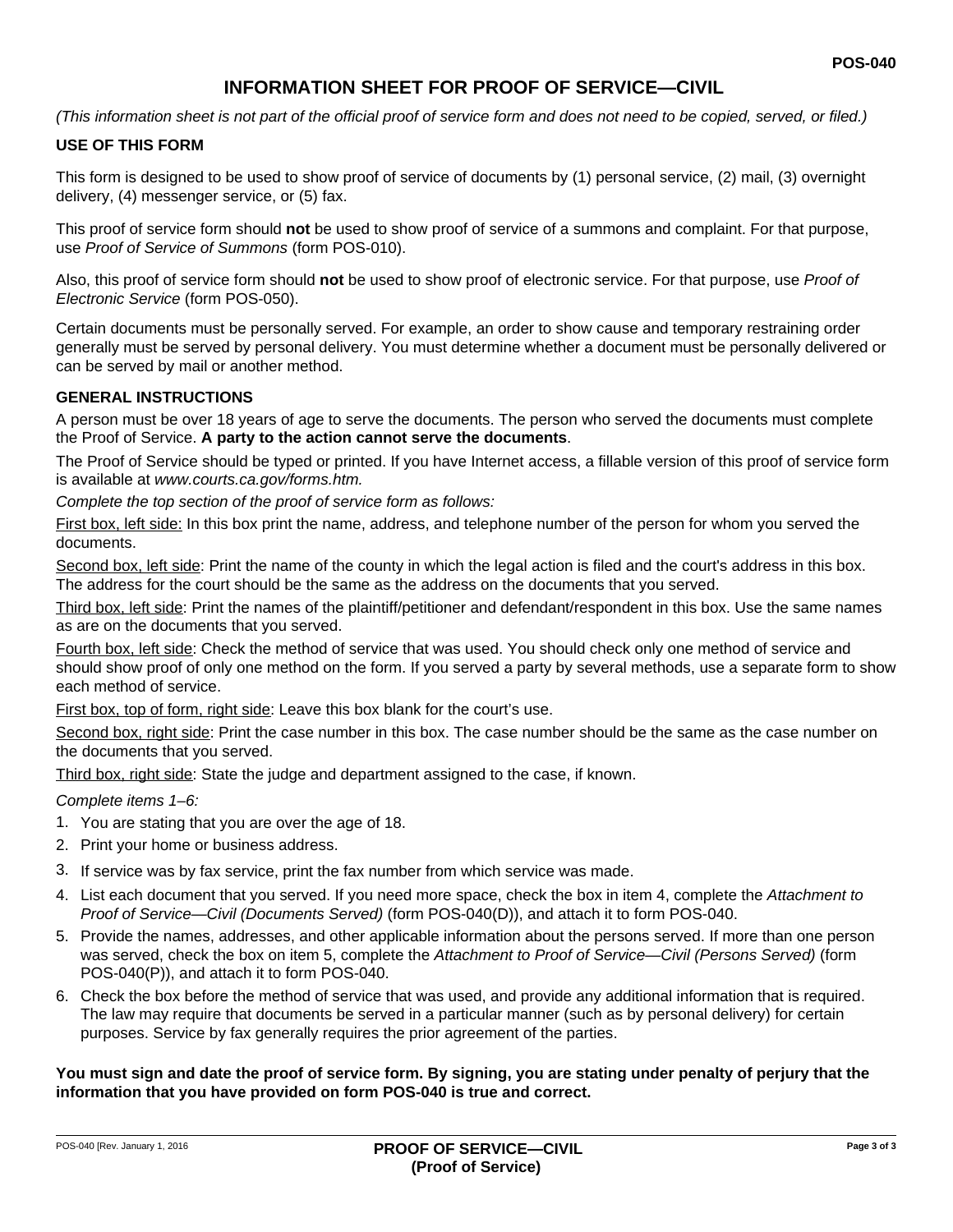# INFORMATION SHEET FOR PROOF OF SERVICE—CIVIL

*(This information sheet is not part of the official proof of service form and does not need to be copied, served, or filed.)*

## USE OF THIS FORM

This form is designed to be used to show proof of service of documents by (1) personal service, (2) mail, (3) overnight delivery, (4) messenger service, or (5) fax.

This proof of service form should **not** be used to show proof of service of a summons and complaint. For that purpose, use *Proof of Service of Summons* (form POS-010).

Also, this proof of service form should **not** be used to show proof of electronic service. For that purpose, use *Proof of Electronic Service* (form POS-050).

Certain documents must be personally served. For example, an order to show cause and temporary restraining order generally must be served by personal delivery. You must determine whether a document must be personally delivered or can be served by mail or another method.

## GENERAL INSTRUCTIONS

A person must be over 18 years of age to serve the documents. The person who served the documents must complete the Proof of Service. **A party to the action cannot serve the documents**.

The Proof of Service should be typed or printed. If you have Internet access, a fillable version of this proof of service form is available at *www.courts.ca.gov/forms.htm.*

*Complete the top section of the proof of service form as follows:*

First box, left side: In this box print the name, address, and telephone number of the person for whom you served the documents.

Second box, left side: Print the name of the county in which the legal action is filed and the court's address in this box. The address for the court should be the same as the address on the documents that you served.

Third box, left side: Print the names of the plaintiff/petitioner and defendant/respondent in this box. Use the same names as are on the documents that you served.

Fourth box, left side: Check the method of service that was used. You should check only one method of service and should show proof of only one method on the form. If you served a party by several methods, use a separate form to show each method of service.

First box, top of form, right side: Leave this box blank for the court's use.

Second box, right side: Print the case number in this box. The case number should be the same as the case number on the documents that you served.

Third box, right side: State the judge and department assigned to the case, if known.

*Complete items 1–6:*

1. You are stating that you are over the age of 18.
2. Print your home or business address.
3. If service was by fax service, print the fax number from which service was made.
4. List each document that you served. If you need more space, check the box in item 4, complete the *Attachment to Proof of Service—Civil (Documents Served)* (form POS-040(D)), and attach it to form POS-040.
5. Provide the names, addresses, and other applicable information about the persons served. If more than one person was served, check the box on item 5, complete the *Attachment to Proof of Service—Civil (Persons Served)* (form POS-040(P)), and attach it to form POS-040.
6. Check the box before the method of service that was used, and provide any additional information that is required. The law may require that documents be served in a particular manner (such as by personal delivery) for certain purposes. Service by fax generally requires the prior agreement of the parties.

**You must sign and date the proof of service form. By signing, you are stating under penalty of perjury that the information that you have provided on form POS-040 is true and correct.**